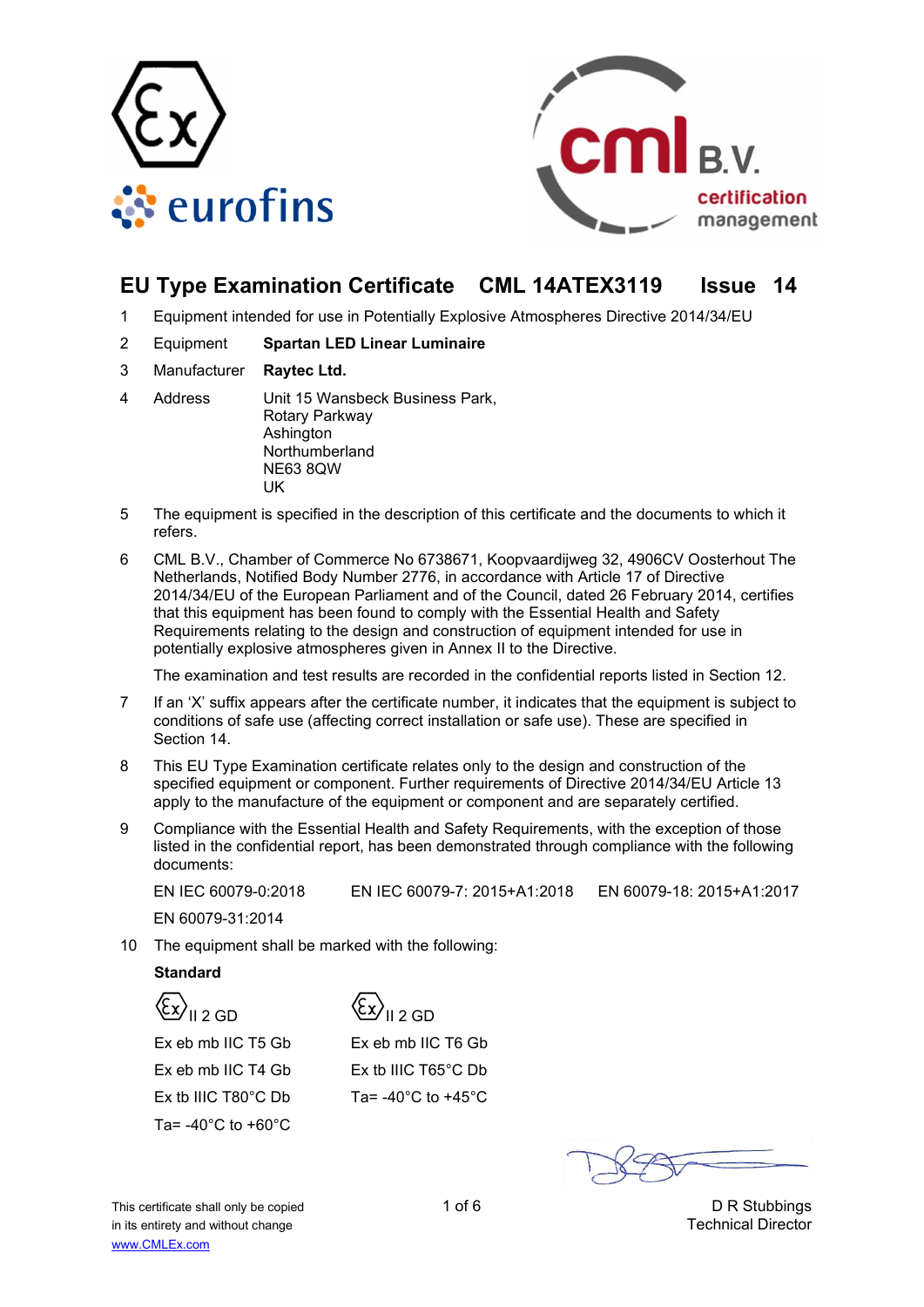# EU Type Examination Certificate CML 14ATEX3119 Issue 14

1. Equipment intended for use in Potentially Explosive Atmospheres Directive 2014/34/EU

2. Equipment **Spartan LED Linear Luminaire**

3. Manufacturer **Raytec Ltd.**

4. Address Unit 15 Wansbeck Business Park,
   Rotary Parkway
   Ashington
   Northumberland
   NE63 8QW
   UK

5. The equipment is specified in the description of this certificate and the documents to which it refers.

6. CML B.V., Chamber of Commerce No 6738671, Koopvaardijweg 32, 4906CV Oosterhout The Netherlands, Notified Body Number 2776, in accordance with Article 17 of Directive 2014/34/EU of the European Parliament and of the Council, dated 26 February 2014, certifies that this equipment has been found to comply with the Essential Health and Safety Requirements relating to the design and construction of equipment intended for use in potentially explosive atmospheres given in Annex II to the Directive.

   The examination and test results are recorded in the confidential reports listed in Section 12.

7. If an 'X' suffix appears after the certificate number, it indicates that the equipment is subject to conditions of safe use (affecting correct installation or safe use). These are specified in Section 14.

8. This EU Type Examination certificate relates only to the design and construction of the specified equipment or component. Further requirements of Directive 2014/34/EU Article 13 apply to the manufacture of the equipment or component and are separately certified.

9. Compliance with the Essential Health and Safety Requirements, with the exception of those listed in the confidential report, has been demonstrated through compliance with the following documents:

   EN IEC 60079-0:2018 EN IEC 60079-7: 2015+A1:2018 EN 60079-18: 2015+A1:2017

   EN 60079-31:2014

10. The equipment shall be marked with the following:

**Standard**

| | |
|---|---|
| Ex II 2 GD | Ex II 2 GD |
| Ex eb mb IIC T5 Gb | Ex eb mb IIC T6 Gb |
| Ex eb mb IIC T4 Gb | Ex tb IIIC T65°C Db |
| Ex tb IIIC T80°C Db | Ta= -40°C to +45°C |
| Ta= -40°C to +60°C | |

D R Stubbings
Technical Director

This certificate shall only be copied in its entirety and without change
www.CMLEx.com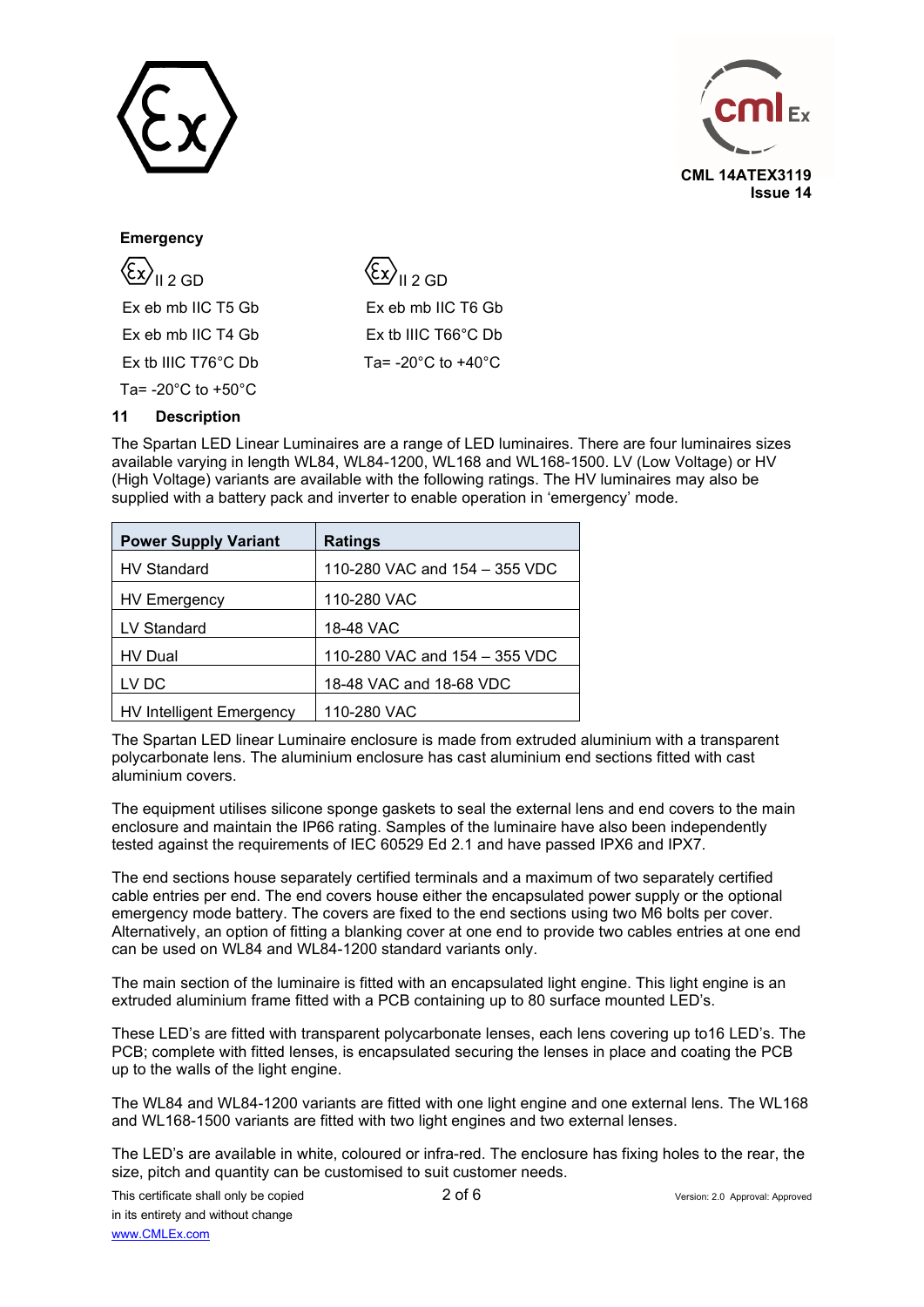**Emergency**

| | |
|---|---|
| Ex II 2 GD | Ex II 2 GD |
| Ex eb mb IIC T5 Gb | Ex eb mb IIC T6 Gb |
| Ex eb mb IIC T4 Gb | Ex tb IIIC T66°C Db |
| Ex tb IIIC T76°C Db | Ta= -20°C to +40°C |
| Ta= -20°C to +50°C | |

## 11 Description

The Spartan LED Linear Luminaires are a range of LED luminaires. There are four luminaires sizes available varying in length WL84, WL84-1200, WL168 and WL168-1500. LV (Low Voltage) or HV (High Voltage) variants are available with the following ratings. The HV luminaires may also be supplied with a battery pack and inverter to enable operation in 'emergency' mode.

| Power Supply Variant | Ratings |
|---|---|
| HV Standard | 110-280 VAC and 154 – 355 VDC |
| HV Emergency | 110-280 VAC |
| LV Standard | 18-48 VAC |
| HV Dual | 110-280 VAC and 154 – 355 VDC |
| LV DC | 18-48 VAC and 18-68 VDC |
| HV Intelligent Emergency | 110-280 VAC |

The Spartan LED linear Luminaire enclosure is made from extruded aluminium with a transparent polycarbonate lens. The aluminium enclosure has cast aluminium end sections fitted with cast aluminium covers.

The equipment utilises silicone sponge gaskets to seal the external lens and end covers to the main enclosure and maintain the IP66 rating. Samples of the luminaire have also been independently tested against the requirements of IEC 60529 Ed 2.1 and have passed IPX6 and IPX7.

The end sections house separately certified terminals and a maximum of two separately certified cable entries per end. The end covers house either the encapsulated power supply or the optional emergency mode battery. The covers are fixed to the end sections using two M6 bolts per cover. Alternatively, an option of fitting a blanking cover at one end to provide two cables entries at one end can be used on WL84 and WL84-1200 standard variants only.

The main section of the luminaire is fitted with an encapsulated light engine. This light engine is an extruded aluminium frame fitted with a PCB containing up to 80 surface mounted LED's.

These LED's are fitted with transparent polycarbonate lenses, each lens covering up to16 LED's. The PCB; complete with fitted lenses, is encapsulated securing the lenses in place and coating the PCB up to the walls of the light engine.

The WL84 and WL84-1200 variants are fitted with one light engine and one external lens. The WL168 and WL168-1500 variants are fitted with two light engines and two external lenses.

The LED's are available in white, coloured or infra-red. The enclosure has fixing holes to the rear, the size, pitch and quantity can be customised to suit customer needs.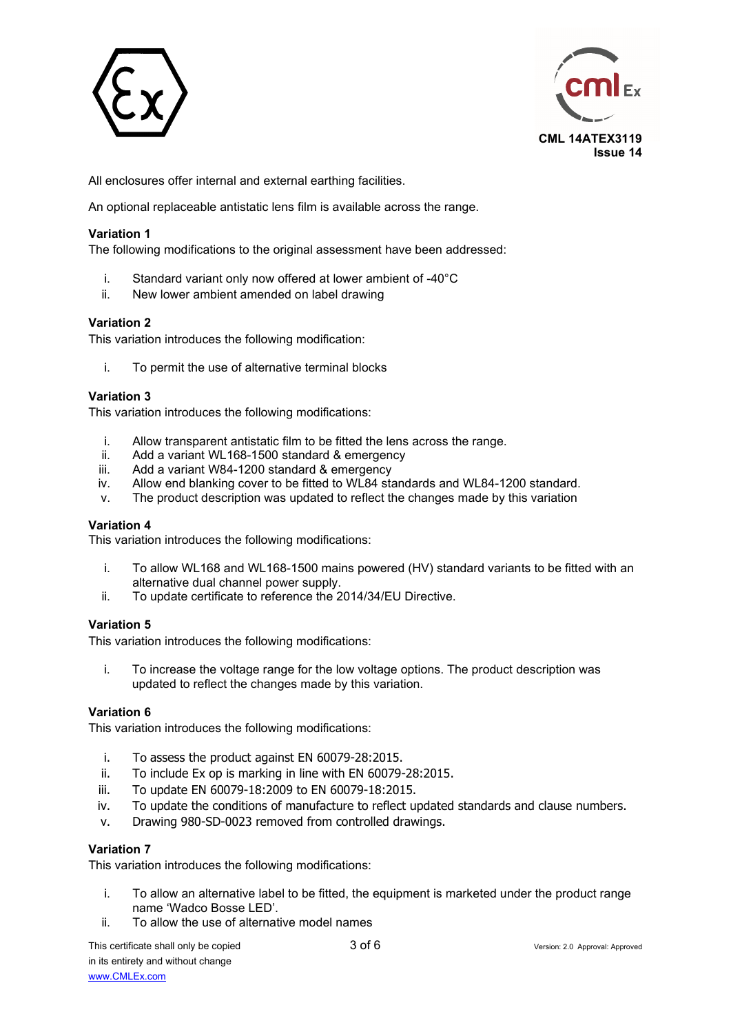All enclosures offer internal and external earthing facilities.

An optional replaceable antistatic lens film is available across the range.

**Variation 1**
The following modifications to the original assessment have been addressed:

i. Standard variant only now offered at lower ambient of -40°C
ii. New lower ambient amended on label drawing

**Variation 2**
This variation introduces the following modification:

i. To permit the use of alternative terminal blocks

**Variation 3**
This variation introduces the following modifications:

i. Allow transparent antistatic film to be fitted the lens across the range.
ii. Add a variant WL168-1500 standard & emergency
iii. Add a variant W84-1200 standard & emergency
iv. Allow end blanking cover to be fitted to WL84 standards and WL84-1200 standard.
v. The product description was updated to reflect the changes made by this variation

**Variation 4**
This variation introduces the following modifications:

i. To allow WL168 and WL168-1500 mains powered (HV) standard variants to be fitted with an alternative dual channel power supply.
ii. To update certificate to reference the 2014/34/EU Directive.

**Variation 5**
This variation introduces the following modifications:

i. To increase the voltage range for the low voltage options. The product description was updated to reflect the changes made by this variation.

**Variation 6**
This variation introduces the following modifications:

i. To assess the product against EN 60079-28:2015.
ii. To include Ex op is marking in line with EN 60079-28:2015.
iii. To update EN 60079-18:2009 to EN 60079-18:2015.
iv. To update the conditions of manufacture to reflect updated standards and clause numbers.
v. Drawing 980-SD-0023 removed from controlled drawings.

**Variation 7**
This variation introduces the following modifications:

i. To allow an alternative label to be fitted, the equipment is marketed under the product range name 'Wadco Bosse LED'.
ii. To allow the use of alternative model names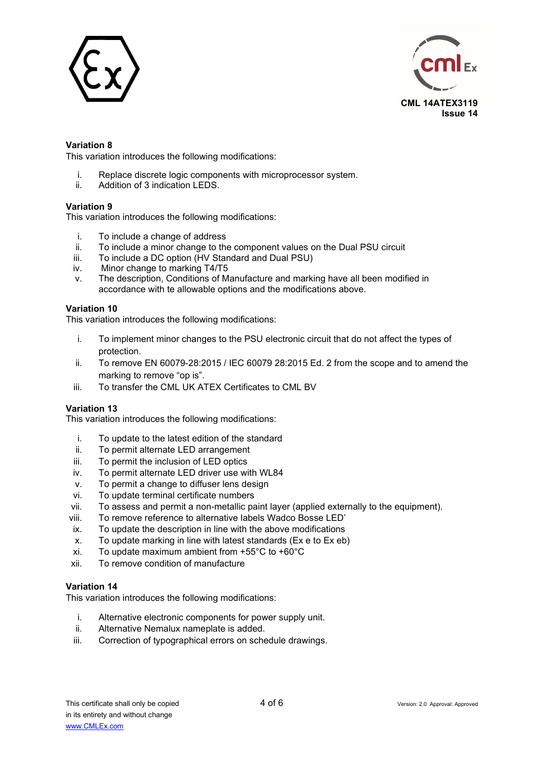**Variation 8**

This variation introduces the following modifications:

i. Replace discrete logic components with microprocessor system.
ii. Addition of 3 indication LEDS.

**Variation 9**

This variation introduces the following modifications:

i. To include a change of address
ii. To include a minor change to the component values on the Dual PSU circuit
iii. To include a DC option (HV Standard and Dual PSU)
iv. Minor change to marking T4/T5
v. The description, Conditions of Manufacture and marking have all been modified in accordance with te allowable options and the modifications above.

**Variation 10**

This variation introduces the following modifications:

i. To implement minor changes to the PSU electronic circuit that do not affect the types of protection.
ii. To remove EN 60079-28:2015 / IEC 60079 28:2015 Ed. 2 from the scope and to amend the marking to remove "op is".
iii. To transfer the CML UK ATEX Certificates to CML BV

**Variation 13**

This variation introduces the following modifications:

i. To update to the latest edition of the standard
ii. To permit alternate LED arrangement
iii. To permit the inclusion of LED optics
iv. To permit alternate LED driver use with WL84
v. To permit a change to diffuser lens design
vi. To update terminal certificate numbers
vii. To assess and permit a non-metallic paint layer (applied externally to the equipment).
viii. To remove reference to alternative labels Wadco Bosse LED'
ix. To update the description in line with the above modifications
x. To update marking in line with latest standards (Ex e to Ex eb)
xi. To update maximum ambient from +55°C to +60°C
xii. To remove condition of manufacture

**Variation 14**

This variation introduces the following modifications:

i. Alternative electronic components for power supply unit.
ii. Alternative Nemalux nameplate is added.
iii. Correction of typographical errors on schedule drawings.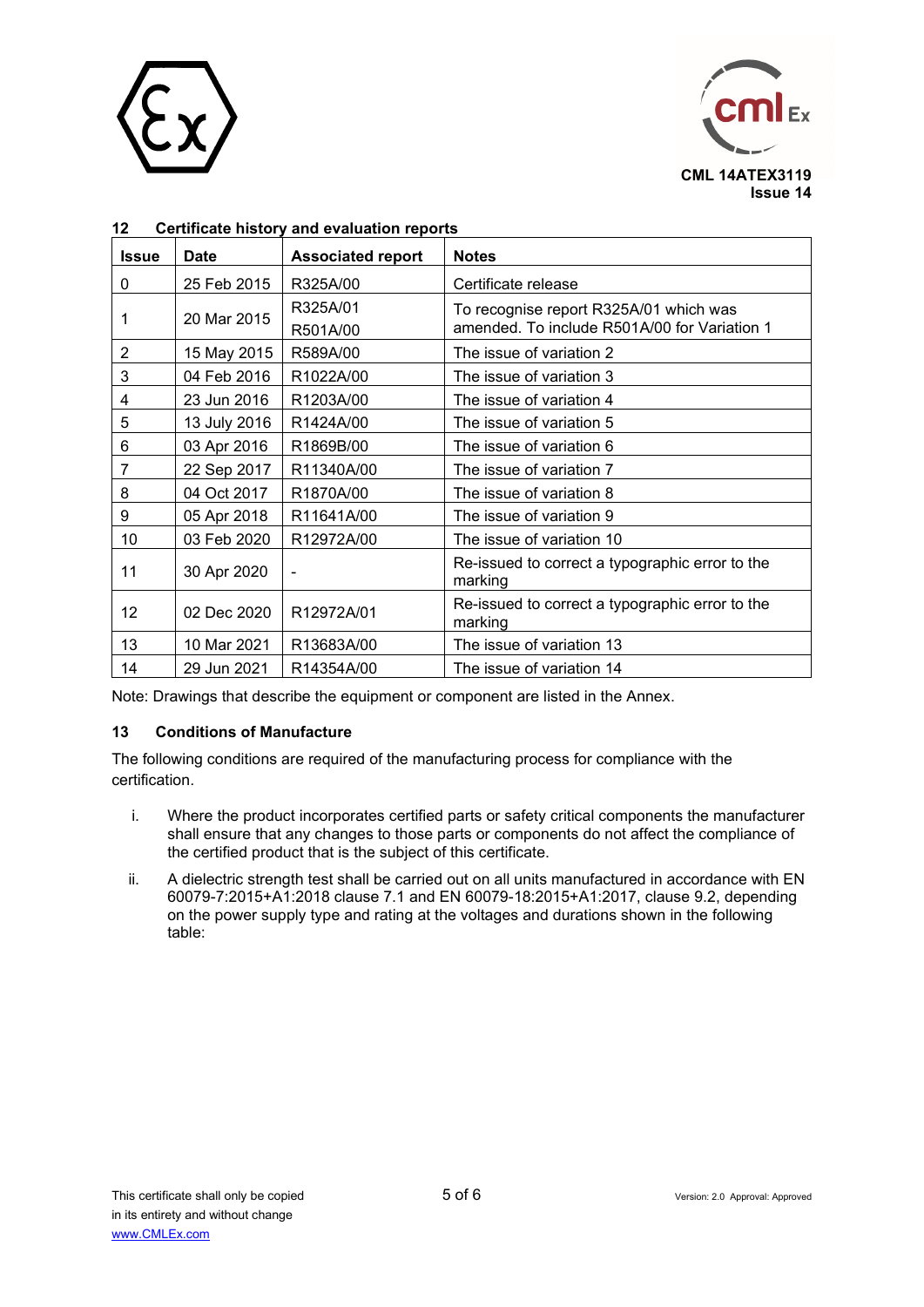## 12 Certificate history and evaluation reports

| Issue | Date | Associated report | Notes |
|---|---|---|---|
| 0 | 25 Feb 2015 | R325A/00 | Certificate release |
| 1 | 20 Mar 2015 | R325A/01<br>R501A/00 | To recognise report R325A/01 which was amended. To include R501A/00 for Variation 1 |
| 2 | 15 May 2015 | R589A/00 | The issue of variation 2 |
| 3 | 04 Feb 2016 | R1022A/00 | The issue of variation 3 |
| 4 | 23 Jun 2016 | R1203A/00 | The issue of variation 4 |
| 5 | 13 July 2016 | R1424A/00 | The issue of variation 5 |
| 6 | 03 Apr 2016 | R1869B/00 | The issue of variation 6 |
| 7 | 22 Sep 2017 | R11340A/00 | The issue of variation 7 |
| 8 | 04 Oct 2017 | R1870A/00 | The issue of variation 8 |
| 9 | 05 Apr 2018 | R11641A/00 | The issue of variation 9 |
| 10 | 03 Feb 2020 | R12972A/00 | The issue of variation 10 |
| 11 | 30 Apr 2020 | - | Re-issued to correct a typographic error to the marking |
| 12 | 02 Dec 2020 | R12972A/01 | Re-issued to correct a typographic error to the marking |
| 13 | 10 Mar 2021 | R13683A/00 | The issue of variation 13 |
| 14 | 29 Jun 2021 | R14354A/00 | The issue of variation 14 |

Note: Drawings that describe the equipment or component are listed in the Annex.

## 13 Conditions of Manufacture

The following conditions are required of the manufacturing process for compliance with the certification.

i. Where the product incorporates certified parts or safety critical components the manufacturer shall ensure that any changes to those parts or components do not affect the compliance of the certified product that is the subject of this certificate.

ii. A dielectric strength test shall be carried out on all units manufactured in accordance with EN 60079-7:2015+A1:2018 clause 7.1 and EN 60079-18:2015+A1:2017, clause 9.2, depending on the power supply type and rating at the voltages and durations shown in the following table: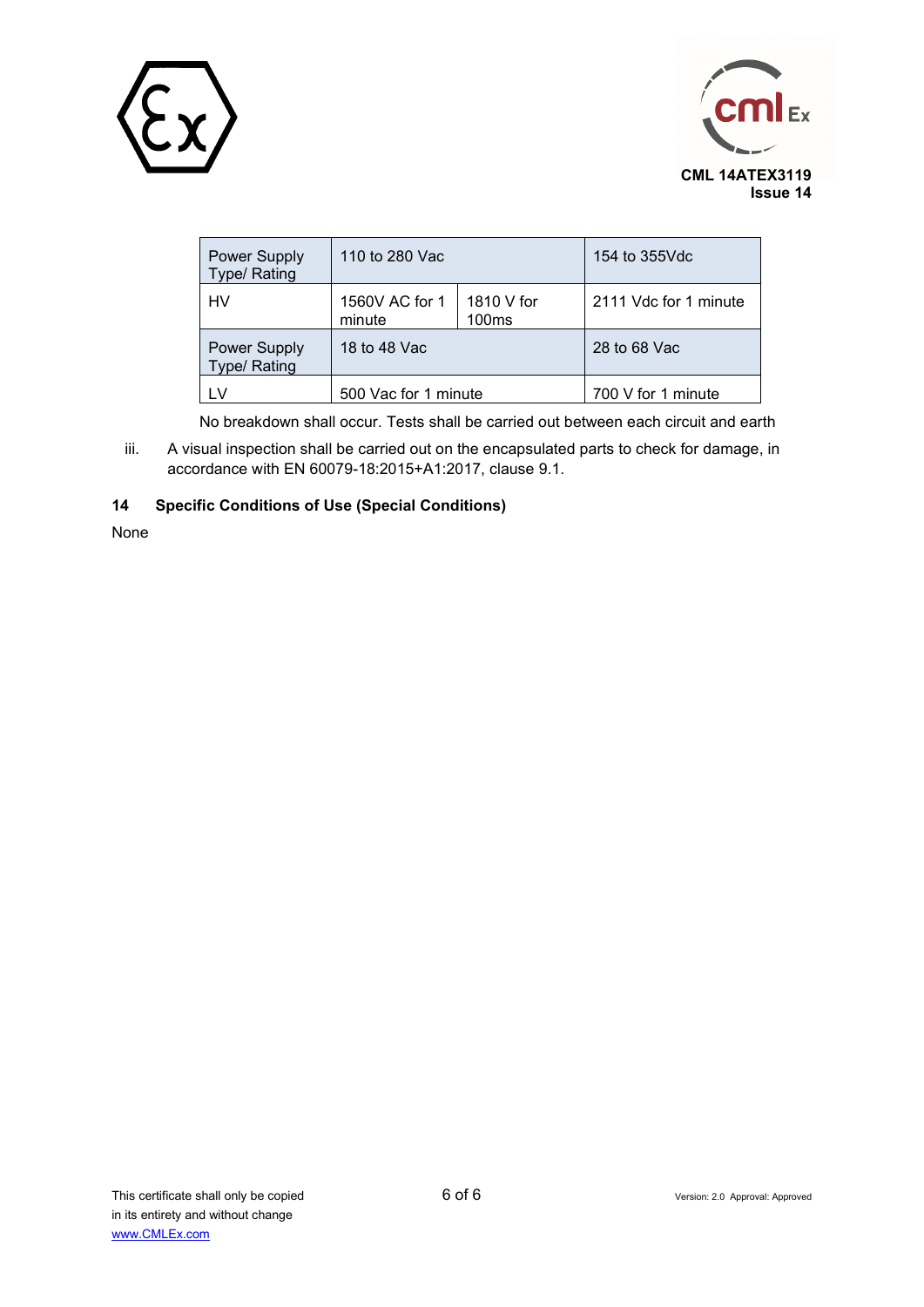| Power Supply Type/ Rating | 110 to 280 Vac | | 154 to 355Vdc |
|---|---|---|---|
| HV | 1560V AC for 1 minute | 1810 V for 100ms | 2111 Vdc for 1 minute |
| Power Supply Type/ Rating | 18 to 48 Vac | | 28 to 68 Vac |
| LV | 500 Vac for 1 minute | | 700 V for 1 minute |

No breakdown shall occur. Tests shall be carried out between each circuit and earth

iii. A visual inspection shall be carried out on the encapsulated parts to check for damage, in accordance with EN 60079-18:2015+A1:2017, clause 9.1.

## 14 Specific Conditions of Use (Special Conditions)

None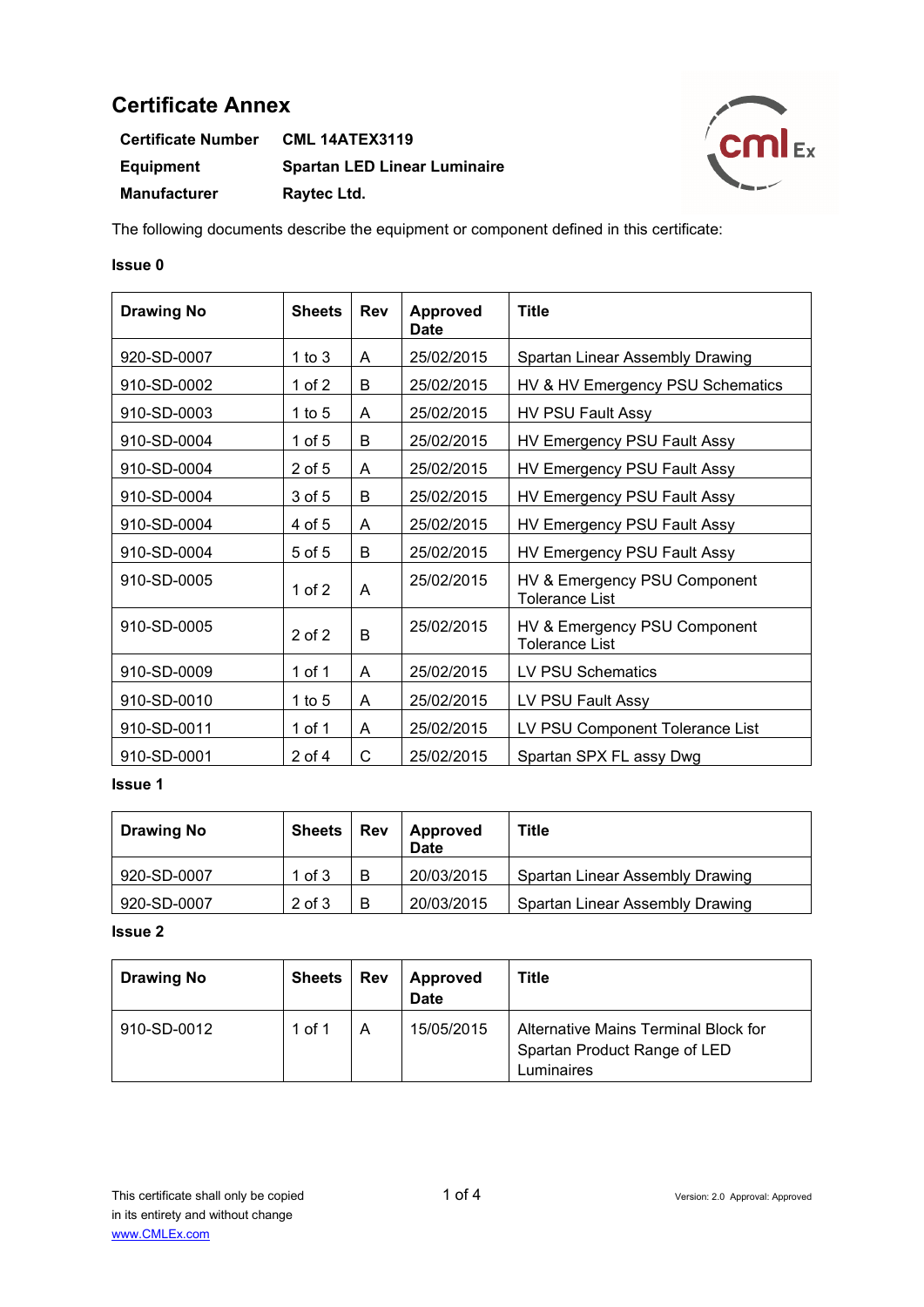# Certificate Annex

| | |
|---|---|
| **Certificate Number** | **CML 14ATEX3119** |
| **Equipment** | **Spartan LED Linear Luminaire** |
| **Manufacturer** | **Raytec Ltd.** |

The following documents describe the equipment or component defined in this certificate:

**Issue 0**

| Drawing No | Sheets | Rev | Approved Date | Title |
|---|---|---|---|---|
| 920-SD-0007 | 1 to 3 | A | 25/02/2015 | Spartan Linear Assembly Drawing |
| 910-SD-0002 | 1 of 2 | B | 25/02/2015 | HV & HV Emergency PSU Schematics |
| 910-SD-0003 | 1 to 5 | A | 25/02/2015 | HV PSU Fault Assy |
| 910-SD-0004 | 1 of 5 | B | 25/02/2015 | HV Emergency PSU Fault Assy |
| 910-SD-0004 | 2 of 5 | A | 25/02/2015 | HV Emergency PSU Fault Assy |
| 910-SD-0004 | 3 of 5 | B | 25/02/2015 | HV Emergency PSU Fault Assy |
| 910-SD-0004 | 4 of 5 | A | 25/02/2015 | HV Emergency PSU Fault Assy |
| 910-SD-0004 | 5 of 5 | B | 25/02/2015 | HV Emergency PSU Fault Assy |
| 910-SD-0005 | 1 of 2 | A | 25/02/2015 | HV & Emergency PSU Component Tolerance List |
| 910-SD-0005 | 2 of 2 | B | 25/02/2015 | HV & Emergency PSU Component Tolerance List |
| 910-SD-0009 | 1 of 1 | A | 25/02/2015 | LV PSU Schematics |
| 910-SD-0010 | 1 to 5 | A | 25/02/2015 | LV PSU Fault Assy |
| 910-SD-0011 | 1 of 1 | A | 25/02/2015 | LV PSU Component Tolerance List |
| 910-SD-0001 | 2 of 4 | C | 25/02/2015 | Spartan SPX FL assy Dwg |

**Issue 1**

| Drawing No | Sheets | Rev | Approved Date | Title |
|---|---|---|---|---|
| 920-SD-0007 | 1 of 3 | B | 20/03/2015 | Spartan Linear Assembly Drawing |
| 920-SD-0007 | 2 of 3 | B | 20/03/2015 | Spartan Linear Assembly Drawing |

**Issue 2**

| Drawing No | Sheets | Rev | Approved Date | Title |
|---|---|---|---|---|
| 910-SD-0012 | 1 of 1 | A | 15/05/2015 | Alternative Mains Terminal Block for Spartan Product Range of LED Luminaires |

This certificate shall only be copied in its entirety and without change
[www.CMLEx.com](http://www.CMLEx.com)

Version: 2.0 Approval: Approved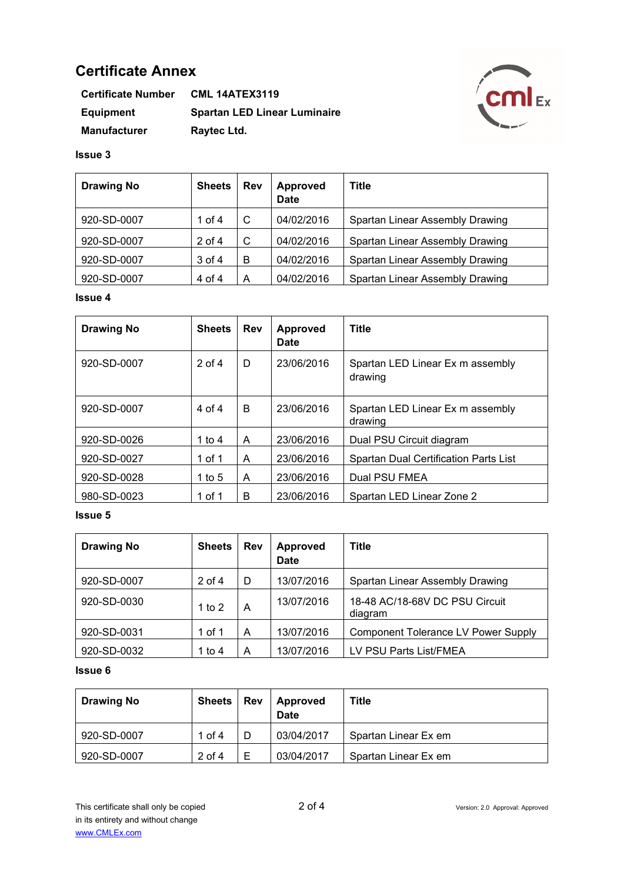# Certificate Annex

| | |
|---|---|
| **Certificate Number** | **CML 14ATEX3119** |
| **Equipment** | **Spartan LED Linear Luminaire** |
| **Manufacturer** | **Raytec Ltd.** |

**Issue 3**

| Drawing No | Sheets | Rev | Approved Date | Title |
|---|---|---|---|---|
| 920-SD-0007 | 1 of 4 | C | 04/02/2016 | Spartan Linear Assembly Drawing |
| 920-SD-0007 | 2 of 4 | C | 04/02/2016 | Spartan Linear Assembly Drawing |
| 920-SD-0007 | 3 of 4 | B | 04/02/2016 | Spartan Linear Assembly Drawing |
| 920-SD-0007 | 4 of 4 | A | 04/02/2016 | Spartan Linear Assembly Drawing |

**Issue 4**

| Drawing No | Sheets | Rev | Approved Date | Title |
|---|---|---|---|---|
| 920-SD-0007 | 2 of 4 | D | 23/06/2016 | Spartan LED Linear Ex m assembly drawing |
| 920-SD-0007 | 4 of 4 | B | 23/06/2016 | Spartan LED Linear Ex m assembly drawing |
| 920-SD-0026 | 1 to 4 | A | 23/06/2016 | Dual PSU Circuit diagram |
| 920-SD-0027 | 1 of 1 | A | 23/06/2016 | Spartan Dual Certification Parts List |
| 920-SD-0028 | 1 to 5 | A | 23/06/2016 | Dual PSU FMEA |
| 980-SD-0023 | 1 of 1 | B | 23/06/2016 | Spartan LED Linear Zone 2 |

**Issue 5**

| Drawing No | Sheets | Rev | Approved Date | Title |
|---|---|---|---|---|
| 920-SD-0007 | 2 of 4 | D | 13/07/2016 | Spartan Linear Assembly Drawing |
| 920-SD-0030 | 1 to 2 | A | 13/07/2016 | 18-48 AC/18-68V DC PSU Circuit diagram |
| 920-SD-0031 | 1 of 1 | A | 13/07/2016 | Component Tolerance LV Power Supply |
| 920-SD-0032 | 1 to 4 | A | 13/07/2016 | LV PSU Parts List/FMEA |

**Issue 6**

| Drawing No | Sheets | Rev | Approved Date | Title |
|---|---|---|---|---|
| 920-SD-0007 | 1 of 4 | D | 03/04/2017 | Spartan Linear Ex em |
| 920-SD-0007 | 2 of 4 | E | 03/04/2017 | Spartan Linear Ex em |

This certificate shall only be copied in its entirety and without change
www.CMLEx.com

Version: 2.0 Approval: Approved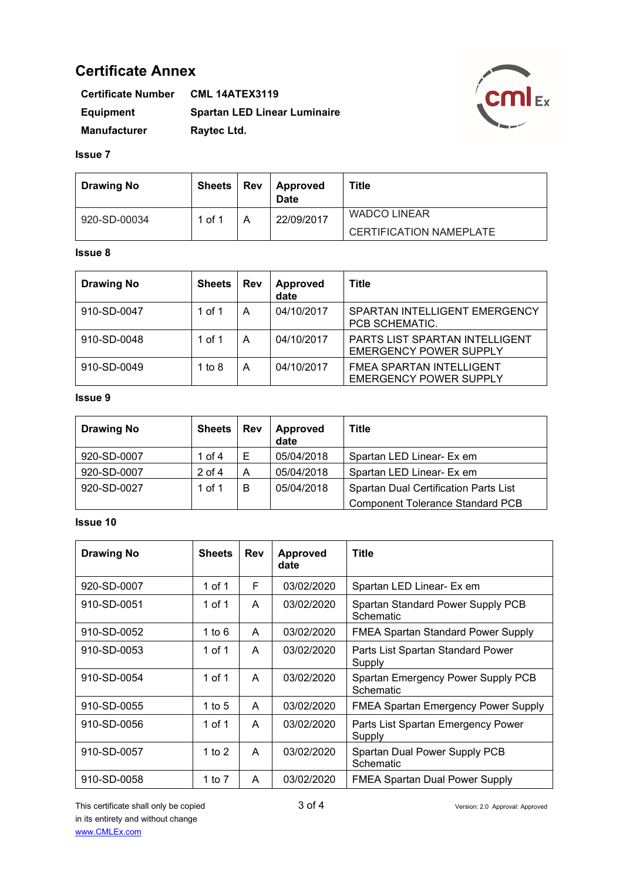# Certificate Annex

| | |
|---|---|
| **Certificate Number** | **CML 14ATEX3119** |
| **Equipment** | **Spartan LED Linear Luminaire** |
| **Manufacturer** | **Raytec Ltd.** |

**Issue 7**

| Drawing No | Sheets | Rev | Approved Date | Title |
|---|---|---|---|---|
| 920-SD-00034 | 1 of 1 | A | 22/09/2017 | WADCO LINEAR CERTIFICATION NAMEPLATE |

**Issue 8**

| Drawing No | Sheets | Rev | Approved date | Title |
|---|---|---|---|---|
| 910-SD-0047 | 1 of 1 | A | 04/10/2017 | SPARTAN INTELLIGENT EMERGENCY PCB SCHEMATIC. |
| 910-SD-0048 | 1 of 1 | A | 04/10/2017 | PARTS LIST SPARTAN INTELLIGENT EMERGENCY POWER SUPPLY |
| 910-SD-0049 | 1 to 8 | A | 04/10/2017 | FMEA SPARTAN INTELLIGENT EMERGENCY POWER SUPPLY |

**Issue 9**

| Drawing No | Sheets | Rev | Approved date | Title |
|---|---|---|---|---|
| 920-SD-0007 | 1 of 4 | E | 05/04/2018 | Spartan LED Linear- Ex em |
| 920-SD-0007 | 2 of 4 | A | 05/04/2018 | Spartan LED Linear- Ex em |
| 920-SD-0027 | 1 of 1 | B | 05/04/2018 | Spartan Dual Certification Parts List Component Tolerance Standard PCB |

**Issue 10**

| Drawing No | Sheets | Rev | Approved date | Title |
|---|---|---|---|---|
| 920-SD-0007 | 1 of 1 | F | 03/02/2020 | Spartan LED Linear- Ex em |
| 910-SD-0051 | 1 of 1 | A | 03/02/2020 | Spartan Standard Power Supply PCB Schematic |
| 910-SD-0052 | 1 to 6 | A | 03/02/2020 | FMEA Spartan Standard Power Supply |
| 910-SD-0053 | 1 of 1 | A | 03/02/2020 | Parts List Spartan Standard Power Supply |
| 910-SD-0054 | 1 of 1 | A | 03/02/2020 | Spartan Emergency Power Supply PCB Schematic |
| 910-SD-0055 | 1 to 5 | A | 03/02/2020 | FMEA Spartan Emergency Power Supply |
| 910-SD-0056 | 1 of 1 | A | 03/02/2020 | Parts List Spartan Emergency Power Supply |
| 910-SD-0057 | 1 to 2 | A | 03/02/2020 | Spartan Dual Power Supply PCB Schematic |
| 910-SD-0058 | 1 to 7 | A | 03/02/2020 | FMEA Spartan Dual Power Supply |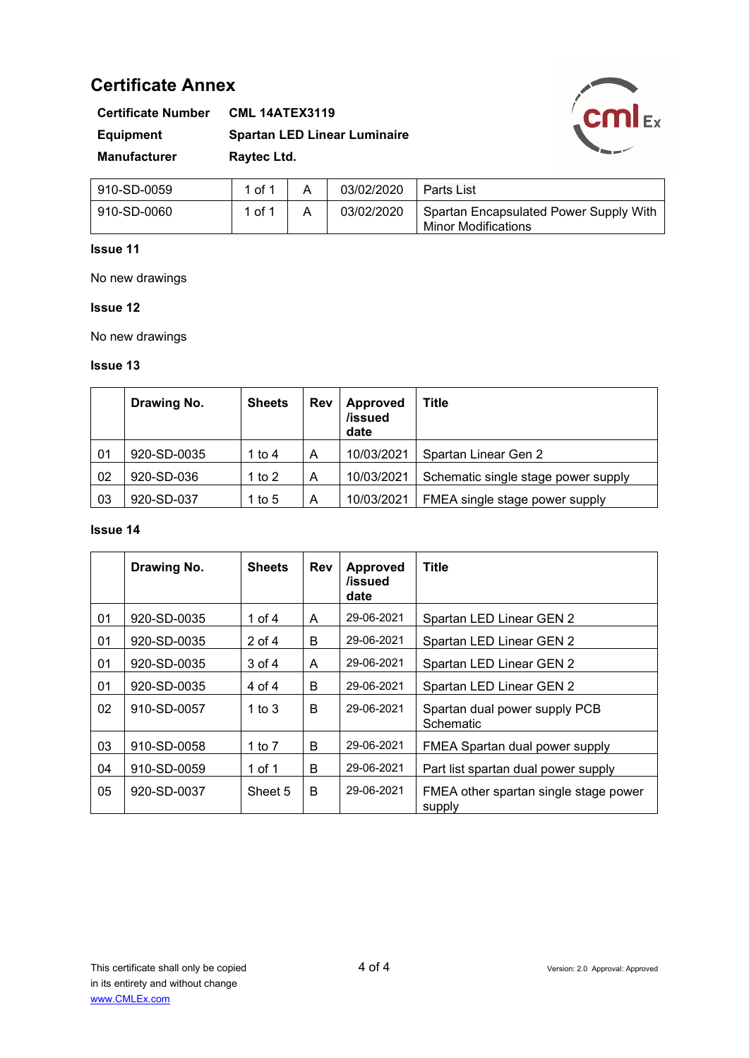# Certificate Annex

| | |
|---|---|
| **Certificate Number** | **CML 14ATEX3119** |
| **Equipment** | **Spartan LED Linear Luminaire** |
| **Manufacturer** | **Raytec Ltd.** |

| | | | | |
|---|---|---|---|---|
| 910-SD-0059 | 1 of 1 | A | 03/02/2020 | Parts List |
| 910-SD-0060 | 1 of 1 | A | 03/02/2020 | Spartan Encapsulated Power Supply With Minor Modifications |

**Issue 11**

No new drawings

**Issue 12**

No new drawings

**Issue 13**

| | Drawing No. | Sheets | Rev | Approved /issued date | Title |
|---|---|---|---|---|---|
| 01 | 920-SD-0035 | 1 to 4 | A | 10/03/2021 | Spartan Linear Gen 2 |
| 02 | 920-SD-036 | 1 to 2 | A | 10/03/2021 | Schematic single stage power supply |
| 03 | 920-SD-037 | 1 to 5 | A | 10/03/2021 | FMEA single stage power supply |

**Issue 14**

| | Drawing No. | Sheets | Rev | Approved /issued date | Title |
|---|---|---|---|---|---|
| 01 | 920-SD-0035 | 1 of 4 | A | 29-06-2021 | Spartan LED Linear GEN 2 |
| 01 | 920-SD-0035 | 2 of 4 | B | 29-06-2021 | Spartan LED Linear GEN 2 |
| 01 | 920-SD-0035 | 3 of 4 | A | 29-06-2021 | Spartan LED Linear GEN 2 |
| 01 | 920-SD-0035 | 4 of 4 | B | 29-06-2021 | Spartan LED Linear GEN 2 |
| 02 | 910-SD-0057 | 1 to 3 | B | 29-06-2021 | Spartan dual power supply PCB Schematic |
| 03 | 910-SD-0058 | 1 to 7 | B | 29-06-2021 | FMEA Spartan dual power supply |
| 04 | 910-SD-0059 | 1 of 1 | B | 29-06-2021 | Part list spartan dual power supply |
| 05 | 920-SD-0037 | Sheet 5 | B | 29-06-2021 | FMEA other spartan single stage power supply |

This certificate shall only be copied in its entirety and without change
www.CMLEx.com

Version: 2.0 Approval: Approved